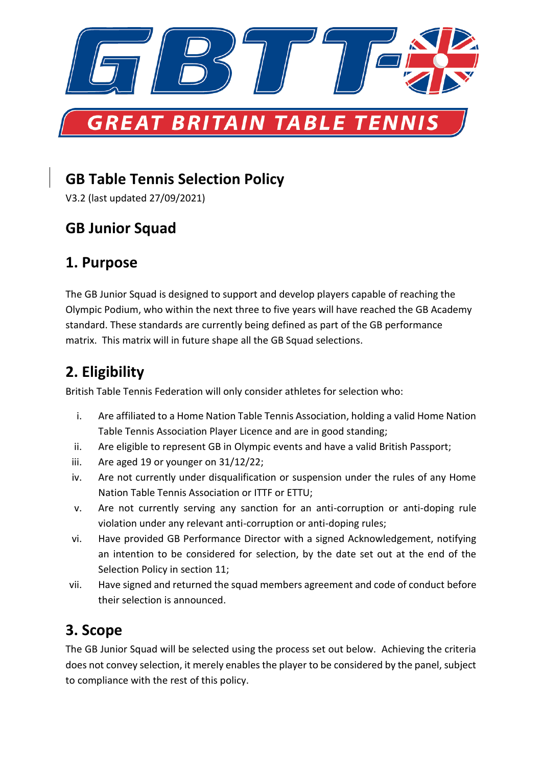# GB Table Tennis Selection Policy

V3.2 (last updated 27/09/2021)

## GB Junior Squad

## 1. Purpose

The GB Junior Squad is designed to support and develop players capable of reaching the Olympic Podium, who within the next three to five years will have reached the GB Academy standard. These standards are currently being defined as part of the GB performance matrix. This matrix will in future shape all the GB Squad selections.

## 2. Eligibility

British Table Tennis Federation will only consider athletes for selection who:

i. Are affiliated to a Home Nation Table Tennis Association, holding a valid Home Nation Table Tennis Association Player Licence and are in good standing;

ii. Are eligible to represent GB in Olympic events and have a valid British Passport;

iii. Are aged 19 or younger on 31/12/22;

iv. Are not currently under disqualification or suspension under the rules of any Home Nation Table Tennis Association or ITTF or ETTU;

v. Are not currently serving any sanction for an anti-corruption or anti-doping rule violation under any relevant anti-corruption or anti-doping rules;

vi. Have provided GB Performance Director with a signed Acknowledgement, notifying an intention to be considered for selection, by the date set out at the end of the Selection Policy in section 11;

vii. Have signed and returned the squad members agreement and code of conduct before their selection is announced.

## 3. Scope

The GB Junior Squad will be selected using the process set out below. Achieving the criteria does not convey selection, it merely enables the player to be considered by the panel, subject to compliance with the rest of this policy.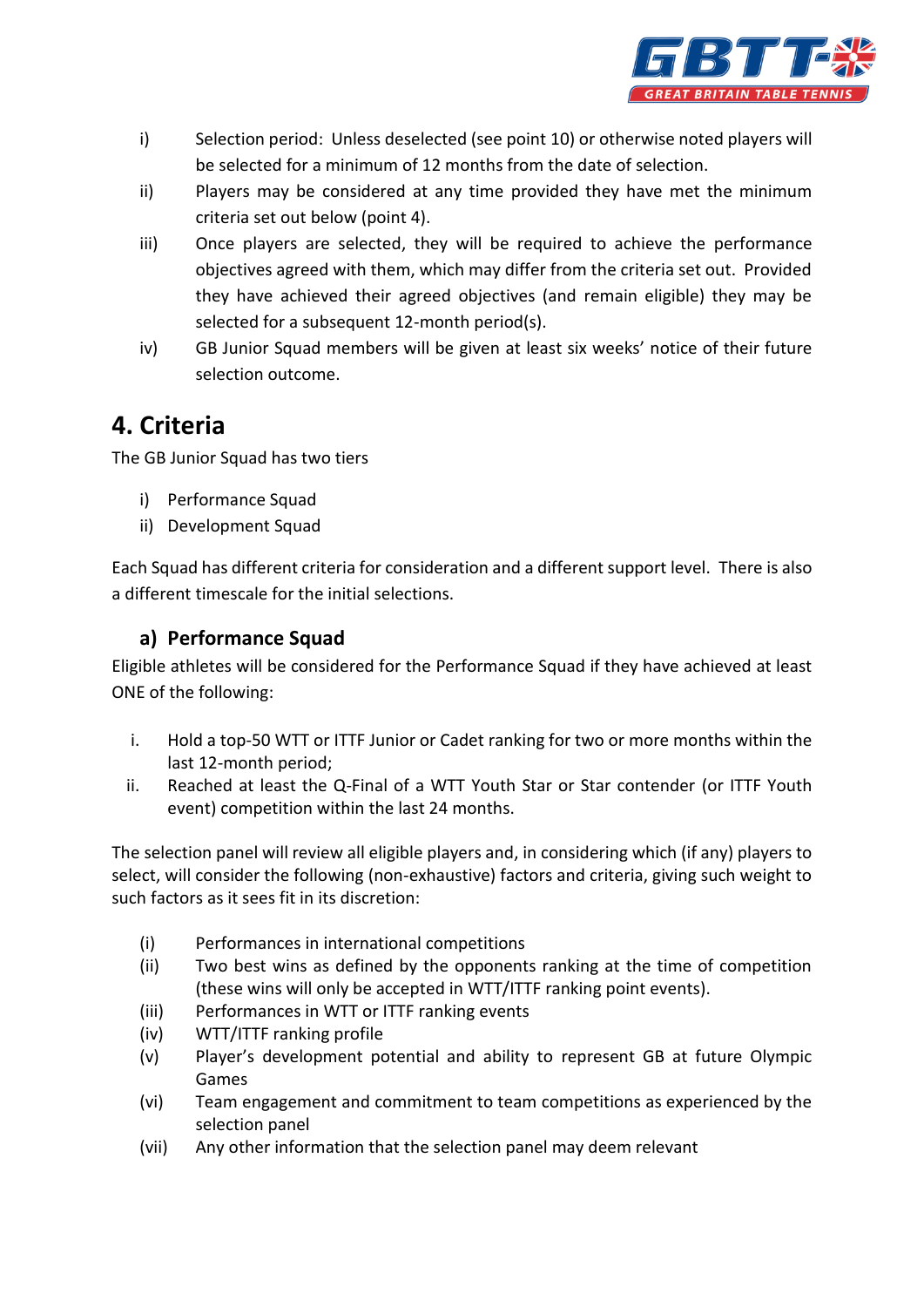i) Selection period: Unless deselected (see point 10) or otherwise noted players will be selected for a minimum of 12 months from the date of selection.

ii) Players may be considered at any time provided they have met the minimum criteria set out below (point 4).

iii) Once players are selected, they will be required to achieve the performance objectives agreed with them, which may differ from the criteria set out. Provided they have achieved their agreed objectives (and remain eligible) they may be selected for a subsequent 12-month period(s).

iv) GB Junior Squad members will be given at least six weeks' notice of their future selection outcome.

# 4. Criteria

The GB Junior Squad has two tiers

i) Performance Squad
ii) Development Squad

Each Squad has different criteria for consideration and a different support level. There is also a different timescale for the initial selections.

## a) Performance Squad

Eligible athletes will be considered for the Performance Squad if they have achieved at least ONE of the following:

i. Hold a top-50 WTT or ITTF Junior or Cadet ranking for two or more months within the last 12-month period;
ii. Reached at least the Q-Final of a WTT Youth Star or Star contender (or ITTF Youth event) competition within the last 24 months.

The selection panel will review all eligible players and, in considering which (if any) players to select, will consider the following (non-exhaustive) factors and criteria, giving such weight to such factors as it sees fit in its discretion:

(i) Performances in international competitions
(ii) Two best wins as defined by the opponents ranking at the time of competition (these wins will only be accepted in WTT/ITTF ranking point events).
(iii) Performances in WTT or ITTF ranking events
(iv) WTT/ITTF ranking profile
(v) Player's development potential and ability to represent GB at future Olympic Games
(vi) Team engagement and commitment to team competitions as experienced by the selection panel
(vii) Any other information that the selection panel may deem relevant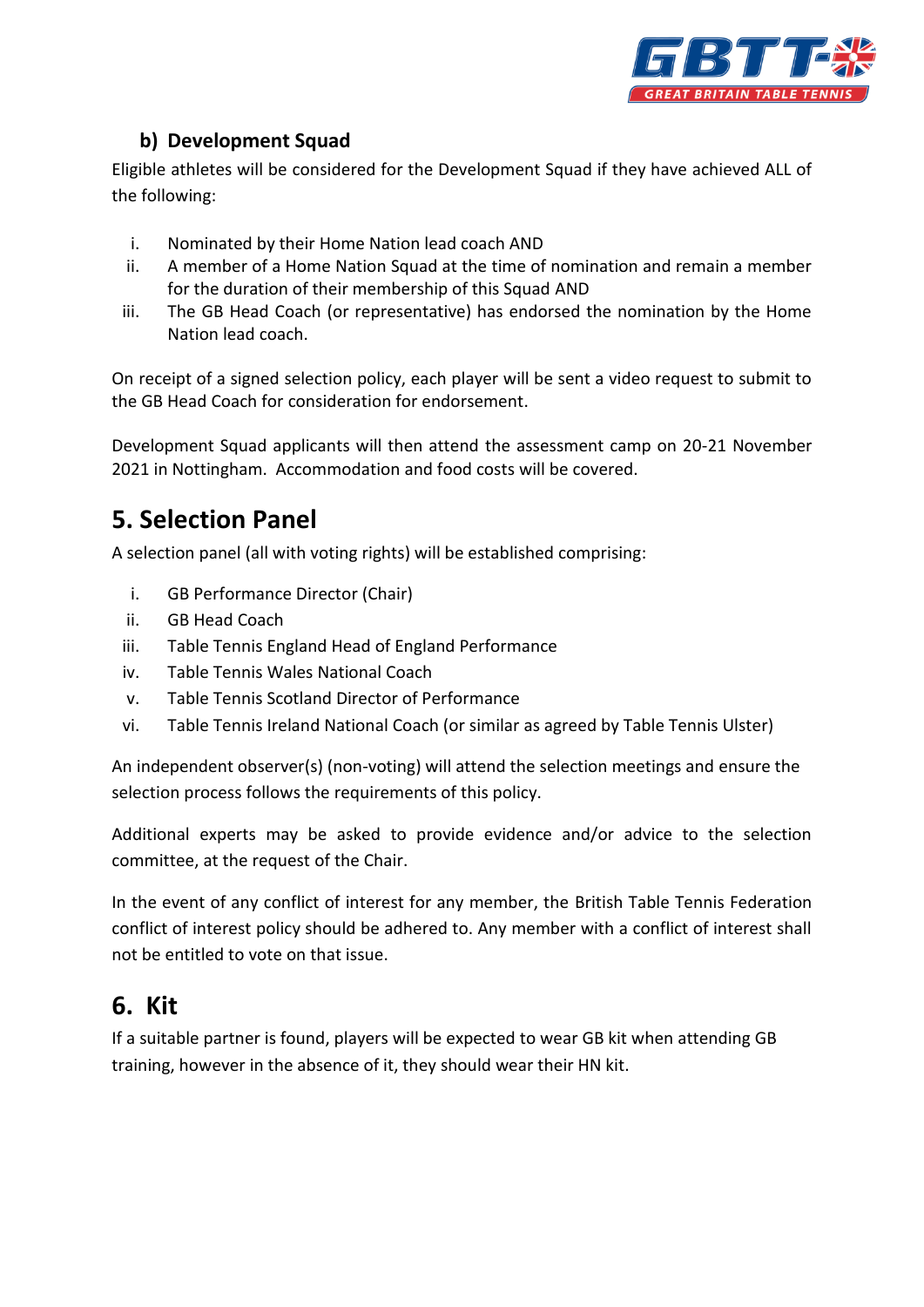### b) Development Squad

Eligible athletes will be considered for the Development Squad if they have achieved ALL of the following:

i. Nominated by their Home Nation lead coach AND
ii. A member of a Home Nation Squad at the time of nomination and remain a member for the duration of their membership of this Squad AND
iii. The GB Head Coach (or representative) has endorsed the nomination by the Home Nation lead coach.

On receipt of a signed selection policy, each player will be sent a video request to submit to the GB Head Coach for consideration for endorsement.

Development Squad applicants will then attend the assessment camp on 20-21 November 2021 in Nottingham. Accommodation and food costs will be covered.

## 5. Selection Panel

A selection panel (all with voting rights) will be established comprising:

i. GB Performance Director (Chair)
ii. GB Head Coach
iii. Table Tennis England Head of England Performance
iv. Table Tennis Wales National Coach
v. Table Tennis Scotland Director of Performance
vi. Table Tennis Ireland National Coach (or similar as agreed by Table Tennis Ulster)

An independent observer(s) (non-voting) will attend the selection meetings and ensure the selection process follows the requirements of this policy.

Additional experts may be asked to provide evidence and/or advice to the selection committee, at the request of the Chair.

In the event of any conflict of interest for any member, the British Table Tennis Federation conflict of interest policy should be adhered to. Any member with a conflict of interest shall not be entitled to vote on that issue.

## 6. Kit

If a suitable partner is found, players will be expected to wear GB kit when attending GB training, however in the absence of it, they should wear their HN kit.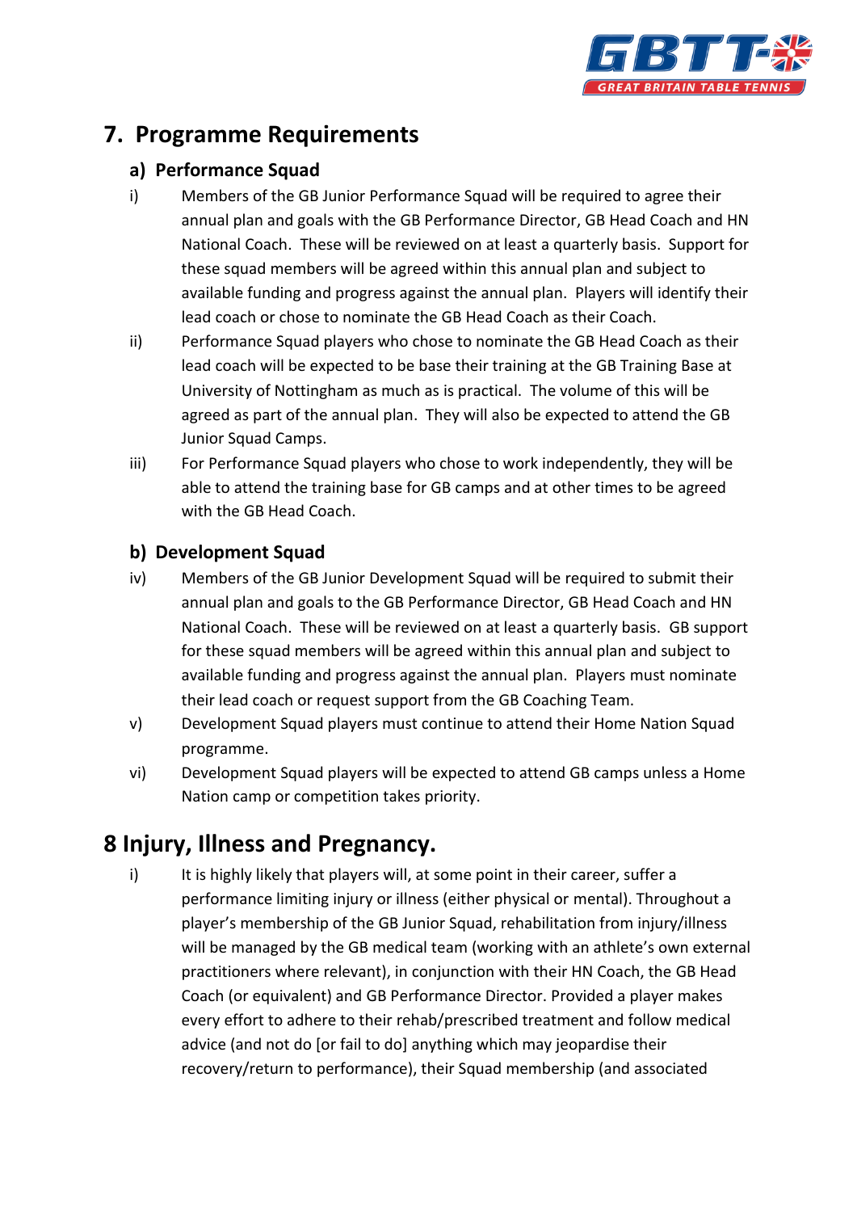## 7. Programme Requirements

### a) Performance Squad

i) Members of the GB Junior Performance Squad will be required to agree their annual plan and goals with the GB Performance Director, GB Head Coach and HN National Coach. These will be reviewed on at least a quarterly basis. Support for these squad members will be agreed within this annual plan and subject to available funding and progress against the annual plan. Players will identify their lead coach or chose to nominate the GB Head Coach as their Coach.

ii) Performance Squad players who chose to nominate the GB Head Coach as their lead coach will be expected to be base their training at the GB Training Base at University of Nottingham as much as is practical. The volume of this will be agreed as part of the annual plan. They will also be expected to attend the GB Junior Squad Camps.

iii) For Performance Squad players who chose to work independently, they will be able to attend the training base for GB camps and at other times to be agreed with the GB Head Coach.

### b) Development Squad

iv) Members of the GB Junior Development Squad will be required to submit their annual plan and goals to the GB Performance Director, GB Head Coach and HN National Coach. These will be reviewed on at least a quarterly basis. GB support for these squad members will be agreed within this annual plan and subject to available funding and progress against the annual plan. Players must nominate their lead coach or request support from the GB Coaching Team.

v) Development Squad players must continue to attend their Home Nation Squad programme.

vi) Development Squad players will be expected to attend GB camps unless a Home Nation camp or competition takes priority.

## 8 Injury, Illness and Pregnancy.

i) It is highly likely that players will, at some point in their career, suffer a performance limiting injury or illness (either physical or mental). Throughout a player's membership of the GB Junior Squad, rehabilitation from injury/illness will be managed by the GB medical team (working with an athlete's own external practitioners where relevant), in conjunction with their HN Coach, the GB Head Coach (or equivalent) and GB Performance Director. Provided a player makes every effort to adhere to their rehab/prescribed treatment and follow medical advice (and not do [or fail to do] anything which may jeopardise their recovery/return to performance), their Squad membership (and associated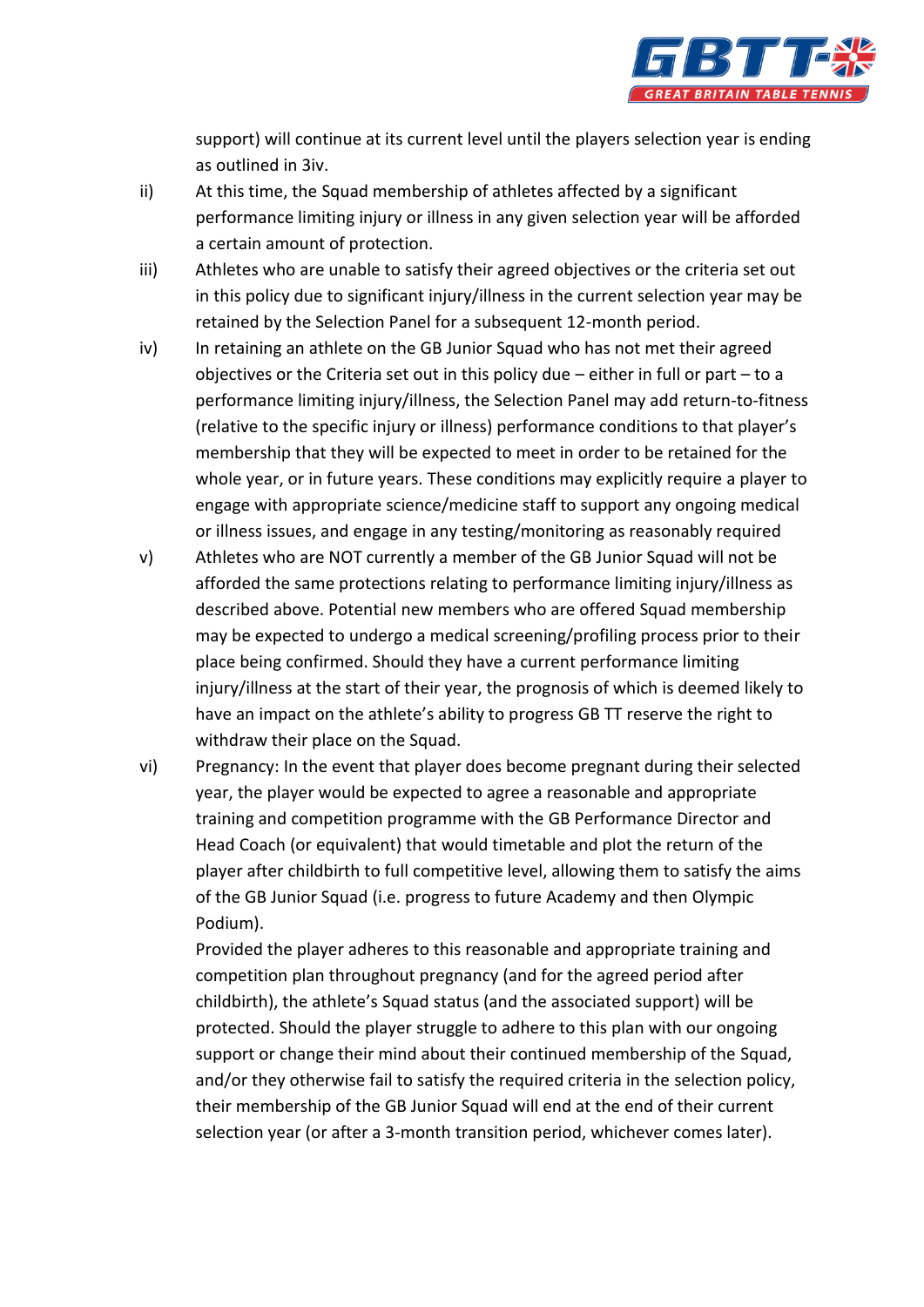support) will continue at its current level until the players selection year is ending as outlined in 3iv.

ii) At this time, the Squad membership of athletes affected by a significant performance limiting injury or illness in any given selection year will be afforded a certain amount of protection.

iii) Athletes who are unable to satisfy their agreed objectives or the criteria set out in this policy due to significant injury/illness in the current selection year may be retained by the Selection Panel for a subsequent 12-month period.

iv) In retaining an athlete on the GB Junior Squad who has not met their agreed objectives or the Criteria set out in this policy due – either in full or part – to a performance limiting injury/illness, the Selection Panel may add return-to-fitness (relative to the specific injury or illness) performance conditions to that player's membership that they will be expected to meet in order to be retained for the whole year, or in future years. These conditions may explicitly require a player to engage with appropriate science/medicine staff to support any ongoing medical or illness issues, and engage in any testing/monitoring as reasonably required

v) Athletes who are NOT currently a member of the GB Junior Squad will not be afforded the same protections relating to performance limiting injury/illness as described above. Potential new members who are offered Squad membership may be expected to undergo a medical screening/profiling process prior to their place being confirmed. Should they have a current performance limiting injury/illness at the start of their year, the prognosis of which is deemed likely to have an impact on the athlete's ability to progress GB TT reserve the right to withdraw their place on the Squad.

vi) Pregnancy: In the event that player does become pregnant during their selected year, the player would be expected to agree a reasonable and appropriate training and competition programme with the GB Performance Director and Head Coach (or equivalent) that would timetable and plot the return of the player after childbirth to full competitive level, allowing them to satisfy the aims of the GB Junior Squad (i.e. progress to future Academy and then Olympic Podium).

Provided the player adheres to this reasonable and appropriate training and competition plan throughout pregnancy (and for the agreed period after childbirth), the athlete's Squad status (and the associated support) will be protected. Should the player struggle to adhere to this plan with our ongoing support or change their mind about their continued membership of the Squad, and/or they otherwise fail to satisfy the required criteria in the selection policy, their membership of the GB Junior Squad will end at the end of their current selection year (or after a 3-month transition period, whichever comes later).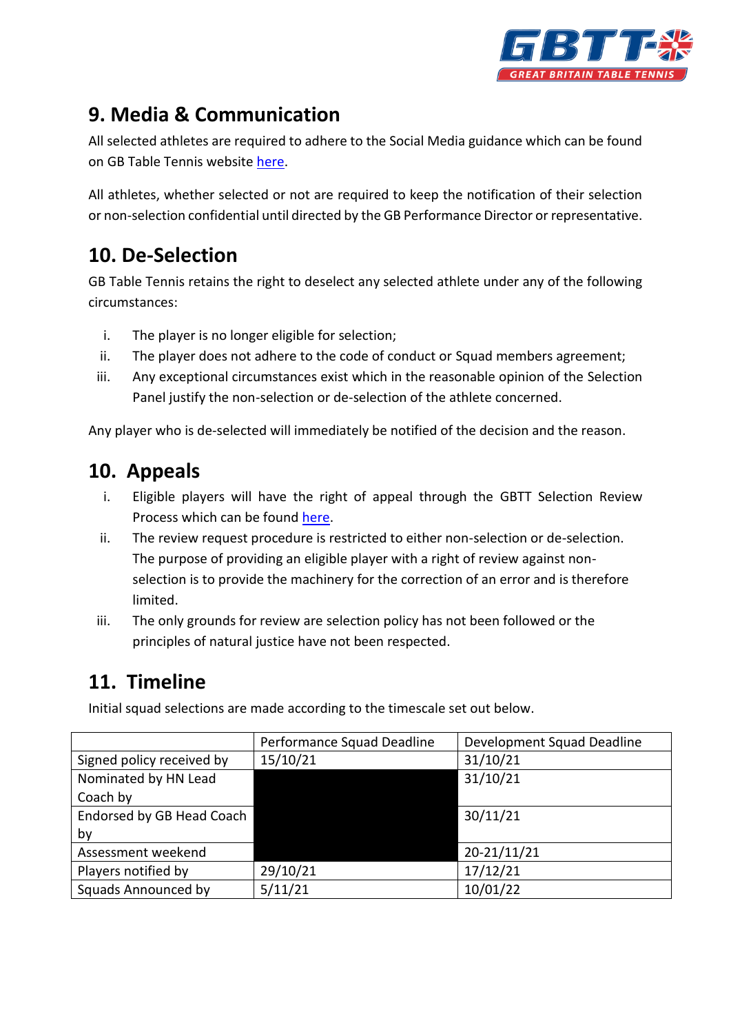## 9. Media & Communication

All selected athletes are required to adhere to the Social Media guidance which can be found on GB Table Tennis website here.

All athletes, whether selected or not are required to keep the notification of their selection or non-selection confidential until directed by the GB Performance Director or representative.

## 10. De-Selection

GB Table Tennis retains the right to deselect any selected athlete under any of the following circumstances:

i. The player is no longer eligible for selection;
ii. The player does not adhere to the code of conduct or Squad members agreement;
iii. Any exceptional circumstances exist which in the reasonable opinion of the Selection Panel justify the non-selection or de-selection of the athlete concerned.

Any player who is de-selected will immediately be notified of the decision and the reason.

## 10. Appeals

i. Eligible players will have the right of appeal through the GBTT Selection Review Process which can be found here.
ii. The review request procedure is restricted to either non-selection or de-selection. The purpose of providing an eligible player with a right of review against non-selection is to provide the machinery for the correction of an error and is therefore limited.
iii. The only grounds for review are selection policy has not been followed or the principles of natural justice have not been respected.

## 11. Timeline

Initial squad selections are made according to the timescale set out below.

| | Performance Squad Deadline | Development Squad Deadline |
|---|---|---|
| Signed policy received by | 15/10/21 | 31/10/21 |
| Nominated by HN Lead Coach by | | 31/10/21 |
| Endorsed by GB Head Coach by | | 30/11/21 |
| Assessment weekend | | 20-21/11/21 |
| Players notified by | 29/10/21 | 17/12/21 |
| Squads Announced by | 5/11/21 | 10/01/22 |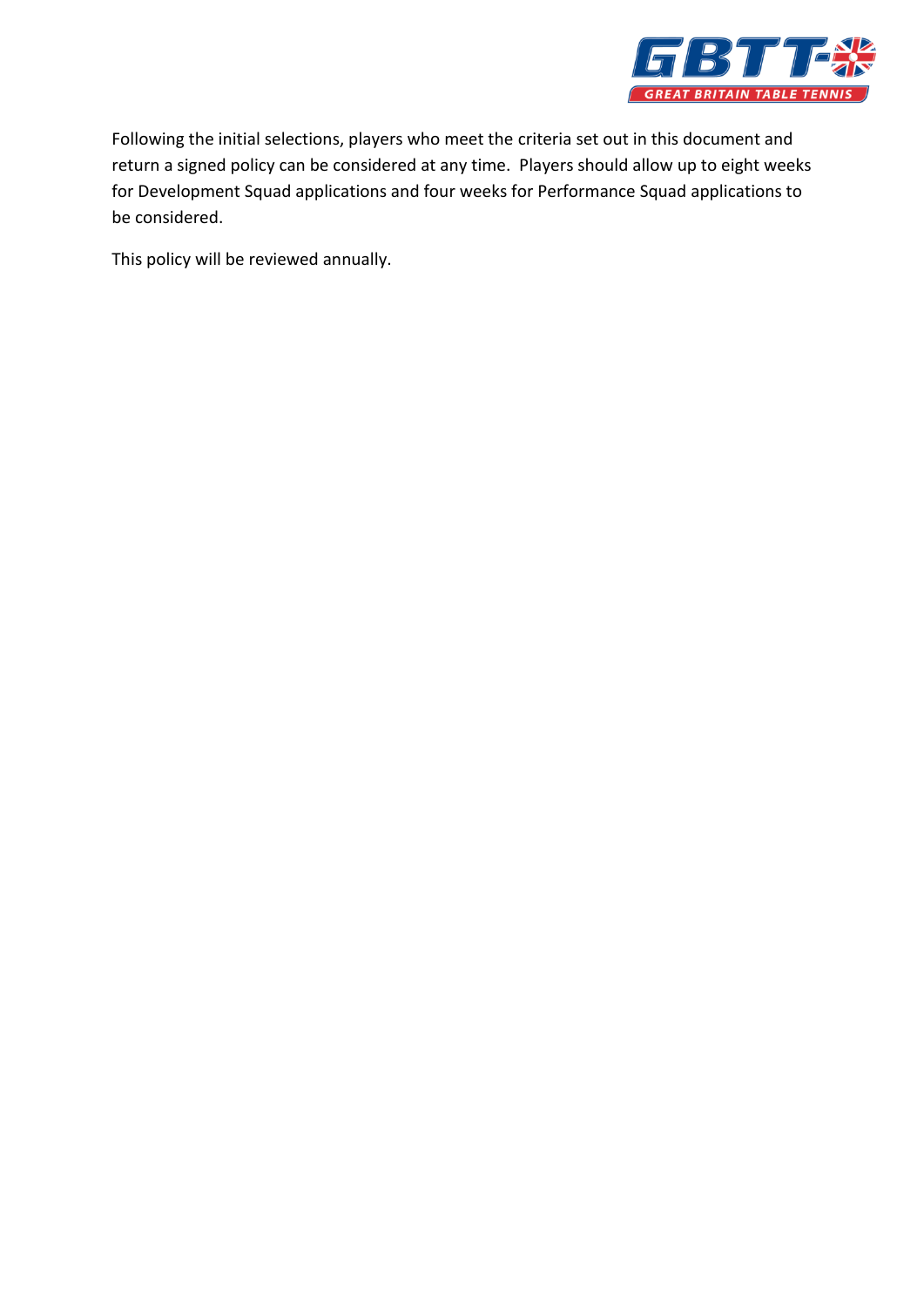Following the initial selections, players who meet the criteria set out in this document and return a signed policy can be considered at any time. Players should allow up to eight weeks for Development Squad applications and four weeks for Performance Squad applications to be considered.

This policy will be reviewed annually.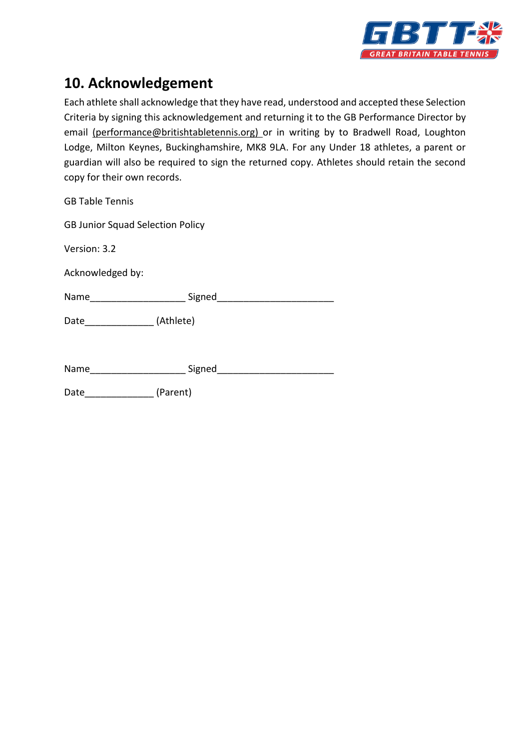## 10. Acknowledgement

Each athlete shall acknowledge that they have read, understood and accepted these Selection Criteria by signing this acknowledgement and returning it to the GB Performance Director by email (performance@britishtabletennis.org) or in writing by to Bradwell Road, Loughton Lodge, Milton Keynes, Buckinghamshire, MK8 9LA. For any Under 18 athletes, a parent or guardian will also be required to sign the returned copy. Athletes should retain the second copy for their own records.

GB Table Tennis

GB Junior Squad Selection Policy

Version: 3.2

Acknowledged by:

Name__________________ Signed______________________

Date_____________ (Athlete)

Name__________________ Signed______________________

Date_____________ (Parent)